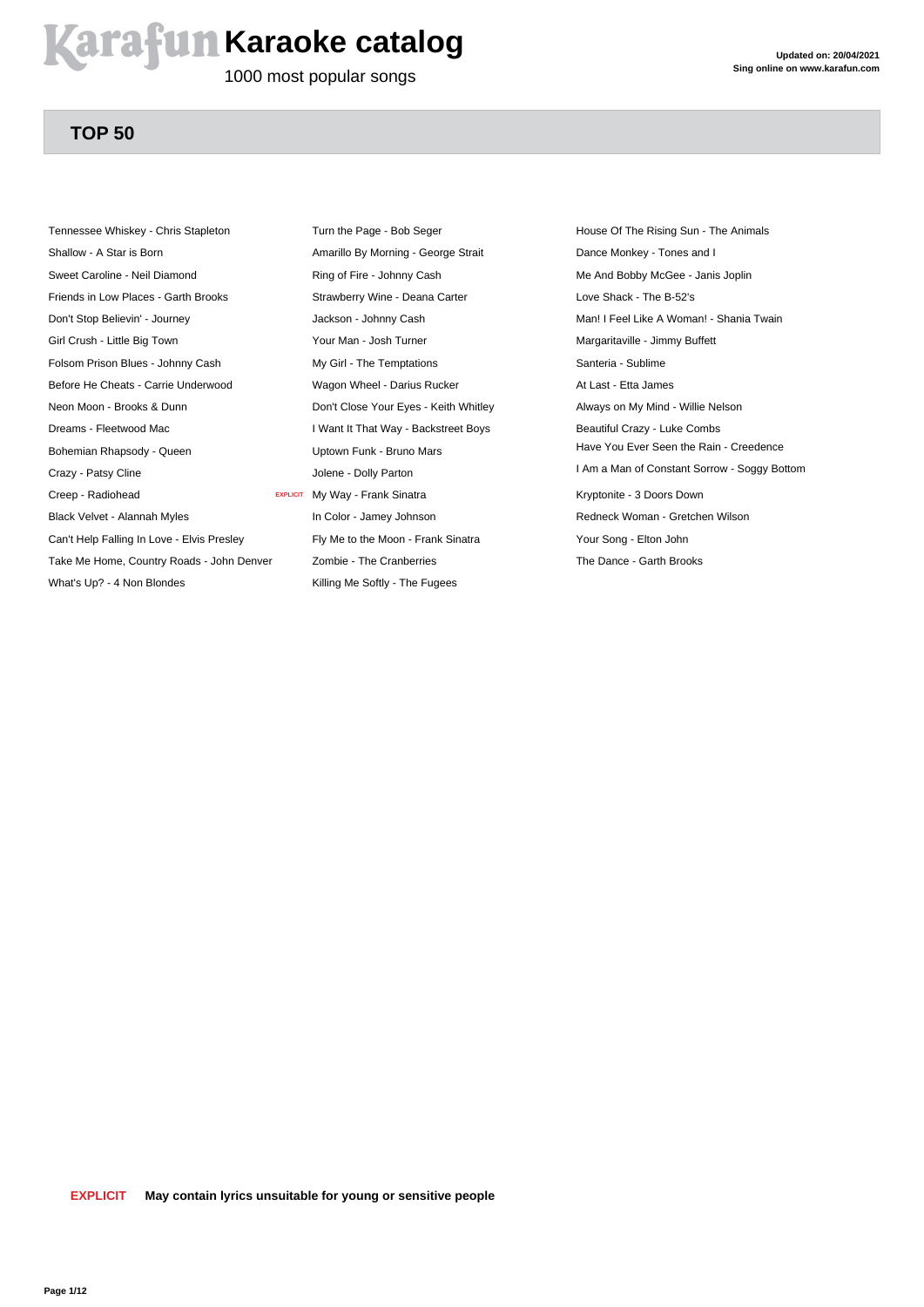# Karafun Karaoke catalog

1000 most popular songs

**Updated on: 20/04/2021**
**Sing online on www.karafun.com**

## TOP 50

- Tennessee Whiskey - Chris Stapleton
- Shallow - A Star is Born
- Sweet Caroline - Neil Diamond
- Friends in Low Places - Garth Brooks
- Don't Stop Believin' - Journey
- Girl Crush - Little Big Town
- Folsom Prison Blues - Johnny Cash
- Before He Cheats - Carrie Underwood
- Neon Moon - Brooks & Dunn
- Dreams - Fleetwood Mac
- Bohemian Rhapsody - Queen
- Crazy - Patsy Cline
- Creep - Radiohead EXPLICIT
- Black Velvet - Alannah Myles
- Can't Help Falling In Love - Elvis Presley
- Take Me Home, Country Roads - John Denver
- What's Up? - 4 Non Blondes
- Turn the Page - Bob Seger
- Amarillo By Morning - George Strait
- Ring of Fire - Johnny Cash
- Strawberry Wine - Deana Carter
- Jackson - Johnny Cash
- Your Man - Josh Turner
- My Girl - The Temptations
- Wagon Wheel - Darius Rucker
- Don't Close Your Eyes - Keith Whitley
- I Want It That Way - Backstreet Boys
- Uptown Funk - Bruno Mars
- Jolene - Dolly Parton
- My Way - Frank Sinatra
- In Color - Jamey Johnson
- Fly Me to the Moon - Frank Sinatra
- Zombie - The Cranberries
- Killing Me Softly - The Fugees
- House Of The Rising Sun - The Animals
- Dance Monkey - Tones and I
- Me And Bobby McGee - Janis Joplin
- Love Shack - The B-52's
- Man! I Feel Like A Woman! - Shania Twain
- Margaritaville - Jimmy Buffett
- Santeria - Sublime
- At Last - Etta James
- Always on My Mind - Willie Nelson
- Beautiful Crazy - Luke Combs
- Have You Ever Seen the Rain - Creedence
- I Am a Man of Constant Sorrow - Soggy Bottom
- Kryptonite - 3 Doors Down
- Redneck Woman - Gretchen Wilson
- Your Song - Elton John
- The Dance - Garth Brooks

**EXPLICIT** **May contain lyrics unsuitable for young or sensitive people**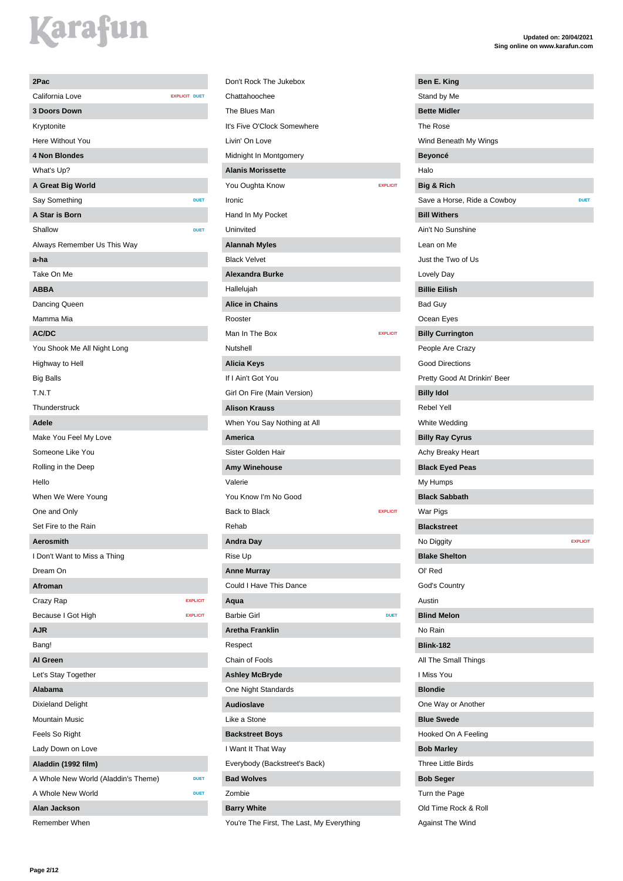Karafun

**Updated on: 20/04/2021**
**Sing online on www.karafun.com**

## 2Pac
- California Love — EXPLICIT DUET

## 3 Doors Down
- Kryptonite
- Here Without You

## 4 Non Blondes
- What's Up?

## A Great Big World
- Say Something — DUET

## A Star is Born
- Shallow — DUET
- Always Remember Us This Way

## a-ha
- Take On Me

## ABBA
- Dancing Queen
- Mamma Mia

## AC/DC
- You Shook Me All Night Long
- Highway to Hell
- Big Balls
- T.N.T
- Thunderstruck

## Adele
- Make You Feel My Love
- Someone Like You
- Rolling in the Deep
- Hello
- When We Were Young
- One and Only
- Set Fire to the Rain

## Aerosmith
- I Don't Want to Miss a Thing
- Dream On

## Afroman
- Crazy Rap — EXPLICIT
- Because I Got High — EXPLICIT

## AJR
- Bang!

## Al Green
- Let's Stay Together

## Alabama
- Dixieland Delight
- Mountain Music
- Feels So Right
- Lady Down on Love

## Aladdin (1992 film)
- A Whole New World (Aladdin's Theme) — DUET
- A Whole New World — DUET

## Alan Jackson
- Remember When
- Don't Rock The Jukebox
- Chattahoochee
- The Blues Man
- It's Five O'Clock Somewhere
- Livin' On Love
- Midnight In Montgomery

## Alanis Morissette
- You Oughta Know — EXPLICIT
- Ironic
- Hand In My Pocket
- Uninvited

## Alannah Myles
- Black Velvet

## Alexandra Burke
- Hallelujah

## Alice in Chains
- Rooster
- Man In The Box — EXPLICIT
- Nutshell

## Alicia Keys
- If I Ain't Got You
- Girl On Fire (Main Version)

## Alison Krauss
- When You Say Nothing at All

## America
- Sister Golden Hair

## Amy Winehouse
- Valerie
- You Know I'm No Good
- Back to Black — EXPLICIT
- Rehab

## Andra Day
- Rise Up

## Anne Murray
- Could I Have This Dance

## Aqua
- Barbie Girl — DUET

## Aretha Franklin
- Respect
- Chain of Fools

## Ashley McBryde
- One Night Standards

## Audioslave
- Like a Stone

## Backstreet Boys
- I Want It That Way
- Everybody (Backstreet's Back)

## Bad Wolves
- Zombie

## Barry White
- You're The First, The Last, My Everything

## Ben E. King
- Stand by Me

## Bette Midler
- The Rose
- Wind Beneath My Wings

## Beyoncé
- Halo

## Big & Rich
- Save a Horse, Ride a Cowboy — DUET

## Bill Withers
- Ain't No Sunshine
- Lean on Me
- Just the Two of Us
- Lovely Day

## Billie Eilish
- Bad Guy
- Ocean Eyes

## Billy Currington
- People Are Crazy
- Good Directions
- Pretty Good At Drinkin' Beer

## Billy Idol
- Rebel Yell
- White Wedding

## Billy Ray Cyrus
- Achy Breaky Heart

## Black Eyed Peas
- My Humps

## Black Sabbath
- War Pigs

## Blackstreet
- No Diggity — EXPLICIT

## Blake Shelton
- Ol' Red
- God's Country
- Austin

## Blind Melon
- No Rain

## Blink-182
- All The Small Things
- I Miss You

## Blondie
- One Way or Another

## Blue Swede
- Hooked On A Feeling

## Bob Marley
- Three Little Birds

## Bob Seger
- Turn the Page
- Old Time Rock & Roll
- Against The Wind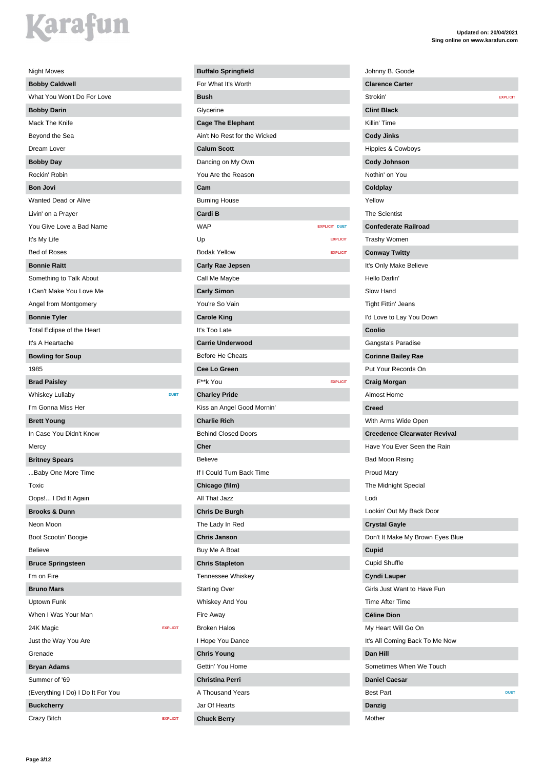Karafun

Updated on: 20/04/2021
Sing online on www.karafun.com

Night Moves

**Bobby Caldwell**

What You Won't Do For Love

**Bobby Darin**

Mack The Knife

Beyond the Sea

Dream Lover

**Bobby Day**

Rockin' Robin

**Bon Jovi**

Wanted Dead or Alive

Livin' on a Prayer

You Give Love a Bad Name

It's My Life

Bed of Roses

**Bonnie Raitt**

Something to Talk About

I Can't Make You Love Me

Angel from Montgomery

**Bonnie Tyler**

Total Eclipse of the Heart

It's A Heartache

**Bowling for Soup**

1985

**Brad Paisley**

Whiskey Lullaby — DUET

I'm Gonna Miss Her

**Brett Young**

In Case You Didn't Know

Mercy

**Britney Spears**

...Baby One More Time

Toxic

Oops!... I Did It Again

**Brooks & Dunn**

Neon Moon

Boot Scootin' Boogie

Believe

**Bruce Springsteen**

I'm on Fire

**Bruno Mars**

Uptown Funk

When I Was Your Man

24K Magic — EXPLICIT

Just the Way You Are

Grenade

**Bryan Adams**

Summer of '69

(Everything I Do) I Do It For You

**Buckcherry**

Crazy Bitch — EXPLICIT

**Buffalo Springfield**

For What It's Worth

**Bush**

Glycerine

**Cage The Elephant**

Ain't No Rest for the Wicked

**Calum Scott**

Dancing on My Own

You Are the Reason

**Cam**

Burning House

**Cardi B**

WAP — EXPLICIT DUET

Up — EXPLICIT

Bodak Yellow — EXPLICIT

**Carly Rae Jepsen**

Call Me Maybe

**Carly Simon**

You're So Vain

**Carole King**

It's Too Late

**Carrie Underwood**

Before He Cheats

**Cee Lo Green**

F**k You — EXPLICIT

**Charley Pride**

Kiss an Angel Good Mornin'

**Charlie Rich**

Behind Closed Doors

**Cher**

Believe

If I Could Turn Back Time

**Chicago (film)**

All That Jazz

**Chris De Burgh**

The Lady In Red

**Chris Janson**

Buy Me A Boat

**Chris Stapleton**

Tennessee Whiskey

Starting Over

Whiskey And You

Fire Away

Broken Halos

I Hope You Dance

**Chris Young**

Gettin' You Home

**Christina Perri**

A Thousand Years

Jar Of Hearts

**Chuck Berry**

Johnny B. Goode

**Clarence Carter**

Strokin' — EXPLICIT

**Clint Black**

Killin' Time

**Cody Jinks**

Hippies & Cowboys

**Cody Johnson**

Nothin' on You

**Coldplay**

Yellow

The Scientist

**Confederate Railroad**

Trashy Women

**Conway Twitty**

It's Only Make Believe

Hello Darlin'

Slow Hand

Tight Fittin' Jeans

I'd Love to Lay You Down

**Coolio**

Gangsta's Paradise

**Corinne Bailey Rae**

Put Your Records On

**Craig Morgan**

Almost Home

**Creed**

With Arms Wide Open

**Creedence Clearwater Revival**

Have You Ever Seen the Rain

Bad Moon Rising

Proud Mary

The Midnight Special

Lodi

Lookin' Out My Back Door

**Crystal Gayle**

Don't It Make My Brown Eyes Blue

**Cupid**

Cupid Shuffle

**Cyndi Lauper**

Girls Just Want to Have Fun

Time After Time

**Céline Dion**

My Heart Will Go On

It's All Coming Back To Me Now

**Dan Hill**

Sometimes When We Touch

**Daniel Caesar**

Best Part — DUET

**Danzig**

Mother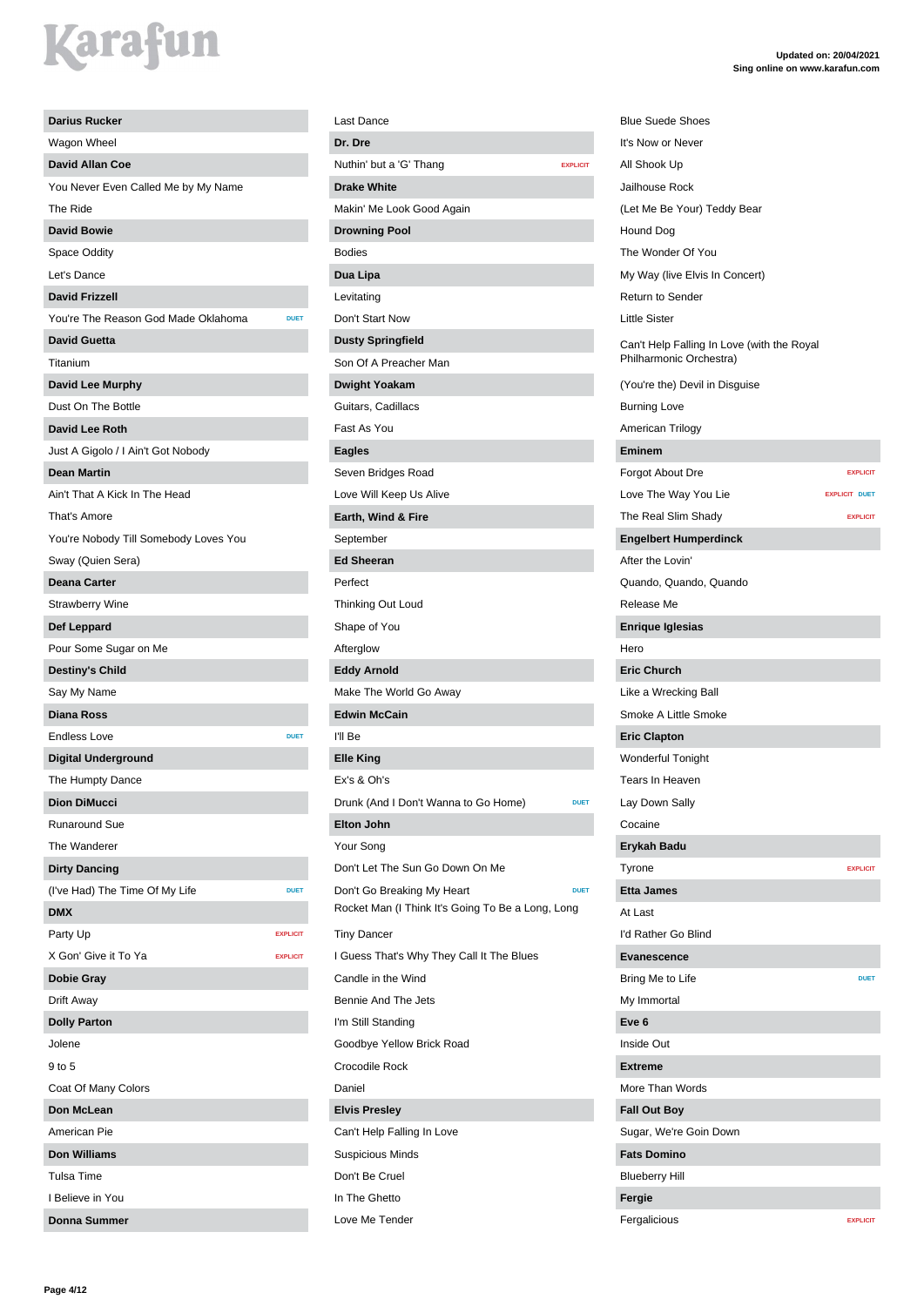# Karafun

**Updated on: 20/04/2021**
**Sing online on www.karafun.com**

## Darius Rucker
- Wagon Wheel

## David Allan Coe
- You Never Even Called Me by My Name
- The Ride

## David Bowie
- Space Oddity
- Let's Dance

## David Frizzell
- You're The Reason God Made Oklahoma — DUET

## David Guetta
- Titanium

## David Lee Murphy
- Dust On The Bottle

## David Lee Roth
- Just A Gigolo / I Ain't Got Nobody

## Dean Martin
- Ain't That A Kick In The Head
- That's Amore
- You're Nobody Till Somebody Loves You
- Sway (Quien Sera)

## Deana Carter
- Strawberry Wine

## Def Leppard
- Pour Some Sugar on Me

## Destiny's Child
- Say My Name

## Diana Ross
- Endless Love — DUET

## Digital Underground
- The Humpty Dance

## Dion DiMucci
- Runaround Sue
- The Wanderer

## Dirty Dancing
- (I've Had) The Time Of My Life — DUET

## DMX
- Party Up — EXPLICIT
- X Gon' Give it To Ya — EXPLICIT

## Dobie Gray
- Drift Away

## Dolly Parton
- Jolene
- 9 to 5
- Coat Of Many Colors

## Don McLean
- American Pie

## Don Williams
- Tulsa Time
- I Believe in You

## Donna Summer
- Last Dance

## Dr. Dre
- Nuthin' but a 'G' Thang — EXPLICIT

## Drake White
- Makin' Me Look Good Again

## Drowning Pool
- Bodies

## Dua Lipa
- Levitating
- Don't Start Now

## Dusty Springfield
- Son Of A Preacher Man

## Dwight Yoakam
- Guitars, Cadillacs
- Fast As You

## Eagles
- Seven Bridges Road
- Love Will Keep Us Alive

## Earth, Wind & Fire
- September

## Ed Sheeran
- Perfect
- Thinking Out Loud
- Shape of You
- Afterglow

## Eddy Arnold
- Make The World Go Away

## Edwin McCain
- I'll Be

## Elle King
- Ex's & Oh's
- Drunk (And I Don't Wanna to Go Home) — DUET

## Elton John
- Your Song
- Don't Let The Sun Go Down On Me
- Don't Go Breaking My Heart — DUET
- Rocket Man (I Think It's Going To Be a Long, Long
- Tiny Dancer
- I Guess That's Why They Call It The Blues
- Candle in the Wind
- Bennie And The Jets
- I'm Still Standing
- Goodbye Yellow Brick Road
- Crocodile Rock
- Daniel

## Elvis Presley
- Can't Help Falling In Love
- Suspicious Minds
- Don't Be Cruel
- In The Ghetto
- Love Me Tender
- Blue Suede Shoes
- It's Now or Never
- All Shook Up
- Jailhouse Rock
- (Let Me Be Your) Teddy Bear
- Hound Dog
- The Wonder Of You
- My Way (live Elvis In Concert)
- Return to Sender
- Little Sister
- Can't Help Falling In Love (with the Royal Philharmonic Orchestra)
- (You're the) Devil in Disguise
- Burning Love
- American Trilogy

## Eminem
- Forgot About Dre — EXPLICIT
- Love The Way You Lie — EXPLICIT DUET
- The Real Slim Shady — EXPLICIT

## Engelbert Humperdinck
- After the Lovin'
- Quando, Quando, Quando
- Release Me

## Enrique Iglesias
- Hero

## Eric Church
- Like a Wrecking Ball
- Smoke A Little Smoke

## Eric Clapton
- Wonderful Tonight
- Tears In Heaven
- Lay Down Sally
- Cocaine

## Erykah Badu
- Tyrone — EXPLICIT

## Etta James
- At Last
- I'd Rather Go Blind

## Evanescence
- Bring Me to Life — DUET
- My Immortal

## Eve 6
- Inside Out

## Extreme
- More Than Words

## Fall Out Boy
- Sugar, We're Goin Down

## Fats Domino
- Blueberry Hill

## Fergie
- Fergalicious — EXPLICIT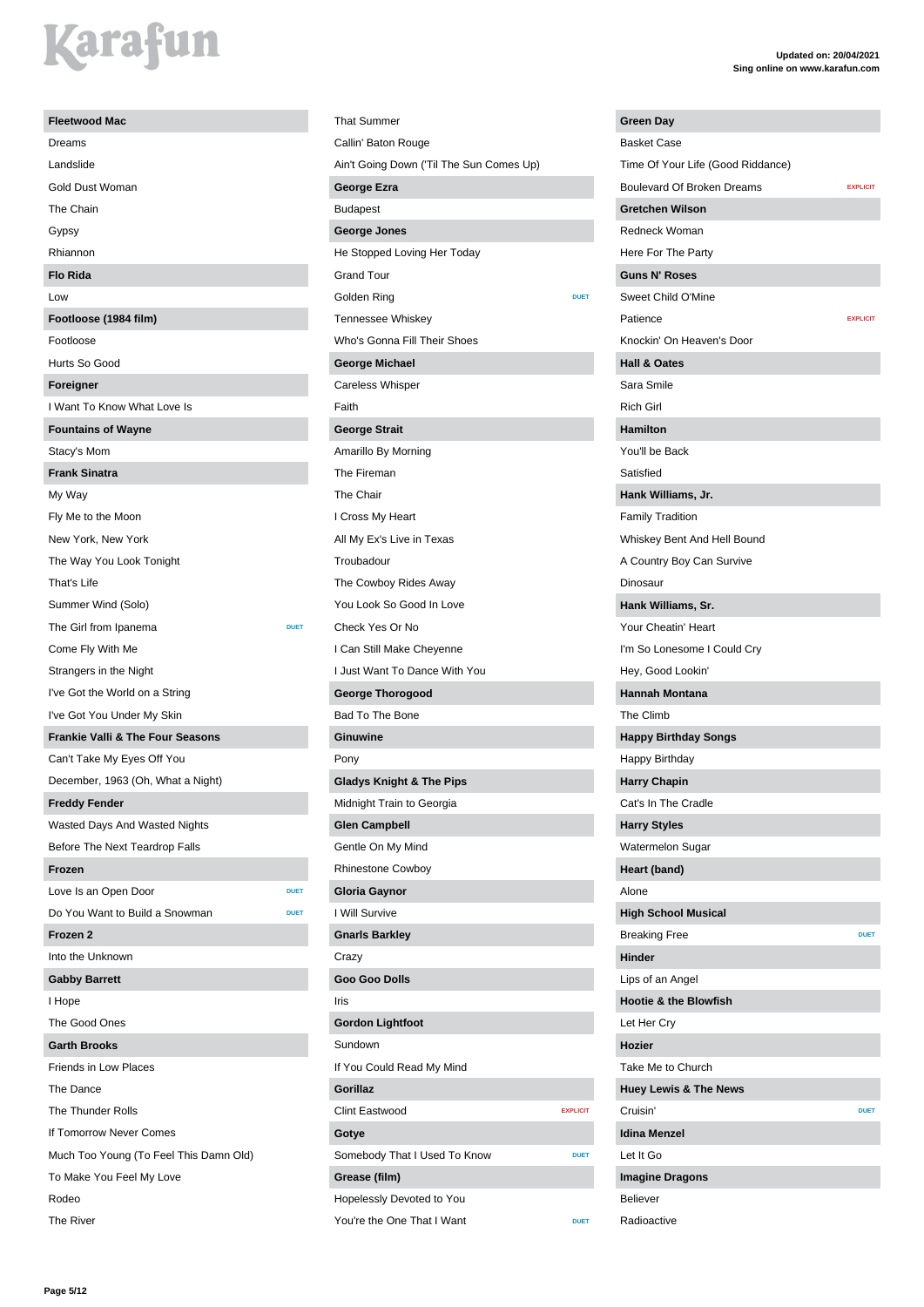Karafun

Updated on: 20/04/2021
Sing online on www.karafun.com

### Fleetwood Mac

- Dreams
- Landslide
- Gold Dust Woman
- The Chain
- Gypsy
- Rhiannon

### Flo Rida

- Low

### Footloose (1984 film)

- Footloose
- Hurts So Good

### Foreigner

- I Want To Know What Love Is

### Fountains of Wayne

- Stacy's Mom

### Frank Sinatra

- My Way
- Fly Me to the Moon
- New York, New York
- The Way You Look Tonight
- That's Life
- Summer Wind (Solo)
- The Girl from Ipanema — DUET
- Come Fly With Me
- Strangers in the Night
- I've Got the World on a String
- I've Got You Under My Skin

### Frankie Valli & The Four Seasons

- Can't Take My Eyes Off You
- December, 1963 (Oh, What a Night)

### Freddy Fender

- Wasted Days And Wasted Nights
- Before The Next Teardrop Falls

### Frozen

- Love Is an Open Door — DUET
- Do You Want to Build a Snowman — DUET

### Frozen 2

- Into the Unknown

### Gabby Barrett

- I Hope
- The Good Ones

### Garth Brooks

- Friends in Low Places
- The Dance
- The Thunder Rolls
- If Tomorrow Never Comes
- Much Too Young (To Feel This Damn Old)
- To Make You Feel My Love
- Rodeo
- The River
- That Summer
- Callin' Baton Rouge
- Ain't Going Down ('Til The Sun Comes Up)

### George Ezra

- Budapest

### George Jones

- He Stopped Loving Her Today
- Grand Tour
- Golden Ring — DUET
- Tennessee Whiskey
- Who's Gonna Fill Their Shoes

### George Michael

- Careless Whisper
- Faith

### George Strait

- Amarillo By Morning
- The Fireman
- The Chair
- I Cross My Heart
- All My Ex's Live in Texas
- Troubadour
- The Cowboy Rides Away
- You Look So Good In Love
- Check Yes Or No
- I Can Still Make Cheyenne
- I Just Want To Dance With You

### George Thorogood

- Bad To The Bone

### Ginuwine

- Pony

### Gladys Knight & The Pips

- Midnight Train to Georgia

### Glen Campbell

- Gentle On My Mind
- Rhinestone Cowboy

### Gloria Gaynor

- I Will Survive

### Gnarls Barkley

- Crazy

### Goo Goo Dolls

- Iris

### Gordon Lightfoot

- Sundown
- If You Could Read My Mind

### Gorillaz

- Clint Eastwood — EXPLICIT

### Gotye

- Somebody That I Used To Know — DUET

### Grease (film)

- Hopelessly Devoted to You
- You're the One That I Want — DUET

### Green Day

- Basket Case
- Time Of Your Life (Good Riddance)
- Boulevard Of Broken Dreams — EXPLICIT

### Gretchen Wilson

- Redneck Woman
- Here For The Party

### Guns N' Roses

- Sweet Child O'Mine
- Patience — EXPLICIT
- Knockin' On Heaven's Door

### Hall & Oates

- Sara Smile
- Rich Girl

### Hamilton

- You'll be Back
- Satisfied

### Hank Williams, Jr.

- Family Tradition
- Whiskey Bent And Hell Bound
- A Country Boy Can Survive
- Dinosaur

### Hank Williams, Sr.

- Your Cheatin' Heart
- I'm So Lonesome I Could Cry
- Hey, Good Lookin'

### Hannah Montana

- The Climb

### Happy Birthday Songs

- Happy Birthday

### Harry Chapin

- Cat's In The Cradle

### Harry Styles

- Watermelon Sugar

### Heart (band)

- Alone

### High School Musical

- Breaking Free — DUET

### Hinder

- Lips of an Angel

### Hootie & the Blowfish

- Let Her Cry

### Hozier

- Take Me to Church

### Huey Lewis & The News

- Cruisin' — DUET

### Idina Menzel

- Let It Go

### Imagine Dragons

- Believer
- Radioactive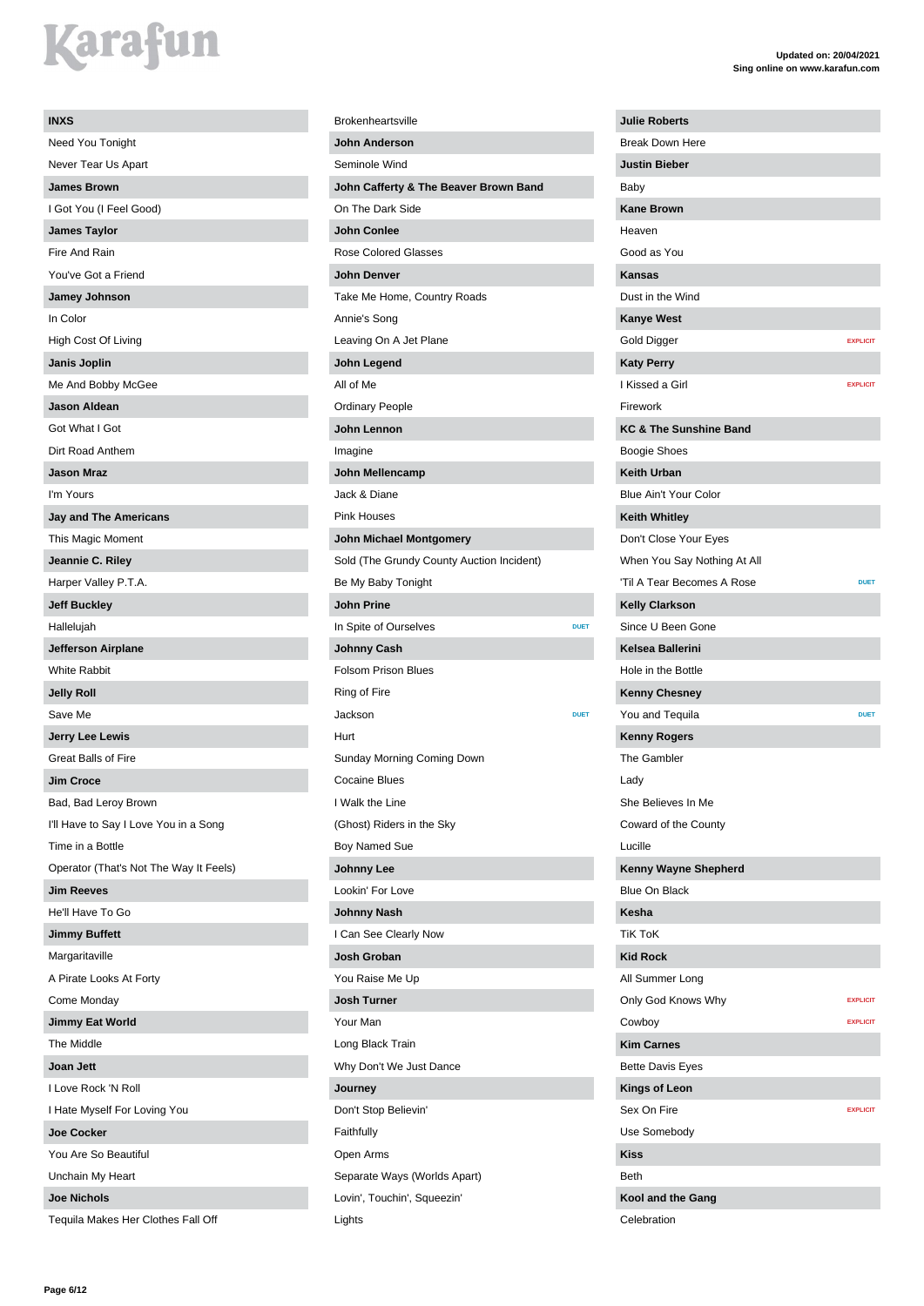**INXS**

- Need You Tonight
- Never Tear Us Apart

**James Brown**

- I Got You (I Feel Good)

**James Taylor**

- Fire And Rain
- You've Got a Friend

**Jamey Johnson**

- In Color
- High Cost Of Living

**Janis Joplin**

- Me And Bobby McGee

**Jason Aldean**

- Got What I Got
- Dirt Road Anthem

**Jason Mraz**

- I'm Yours

**Jay and The Americans**

- This Magic Moment

**Jeannie C. Riley**

- Harper Valley P.T.A.

**Jeff Buckley**

- Hallelujah

**Jefferson Airplane**

- White Rabbit

**Jelly Roll**

- Save Me

**Jerry Lee Lewis**

- Great Balls of Fire

**Jim Croce**

- Bad, Bad Leroy Brown
- I'll Have to Say I Love You in a Song
- Time in a Bottle
- Operator (That's Not The Way It Feels)

**Jim Reeves**

- He'll Have To Go

**Jimmy Buffett**

- Margaritaville
- A Pirate Looks At Forty
- Come Monday

**Jimmy Eat World**

- The Middle

**Joan Jett**

- I Love Rock 'N Roll
- I Hate Myself For Loving You

**Joe Cocker**

- You Are So Beautiful
- Unchain My Heart

**Joe Nichols**

- Tequila Makes Her Clothes Fall Off
- Brokenheartsville

**John Anderson**

- Seminole Wind

**John Cafferty & The Beaver Brown Band**

- On The Dark Side

**John Conlee**

- Rose Colored Glasses

**John Denver**

- Take Me Home, Country Roads
- Annie's Song
- Leaving On A Jet Plane

**John Legend**

- All of Me
- Ordinary People

**John Lennon**

- Imagine

**John Mellencamp**

- Jack & Diane
- Pink Houses

**John Michael Montgomery**

- Sold (The Grundy County Auction Incident)
- Be My Baby Tonight

**John Prine**

- In Spite of Ourselves — DUET

**Johnny Cash**

- Folsom Prison Blues
- Ring of Fire
- Jackson — DUET
- Hurt
- Sunday Morning Coming Down
- Cocaine Blues
- I Walk the Line
- (Ghost) Riders in the Sky
- Boy Named Sue

**Johnny Lee**

- Lookin' For Love

**Johnny Nash**

- I Can See Clearly Now

**Josh Groban**

- You Raise Me Up

**Josh Turner**

- Your Man
- Long Black Train
- Why Don't We Just Dance

**Journey**

- Don't Stop Believin'
- Faithfully
- Open Arms
- Separate Ways (Worlds Apart)
- Lovin', Touchin', Squeezin'
- Lights

**Julie Roberts**

- Break Down Here

**Justin Bieber**

- Baby

**Kane Brown**

- Heaven
- Good as You

**Kansas**

- Dust in the Wind

**Kanye West**

- Gold Digger — EXPLICIT

**Katy Perry**

- I Kissed a Girl — EXPLICIT
- Firework

**KC & The Sunshine Band**

- Boogie Shoes

**Keith Urban**

- Blue Ain't Your Color

**Keith Whitley**

- Don't Close Your Eyes
- When You Say Nothing At All
- 'Til A Tear Becomes A Rose — DUET

**Kelly Clarkson**

- Since U Been Gone

**Kelsea Ballerini**

- Hole in the Bottle

**Kenny Chesney**

- You and Tequila — DUET

**Kenny Rogers**

- The Gambler
- Lady
- She Believes In Me
- Coward of the County
- Lucille

**Kenny Wayne Shepherd**

- Blue On Black

**Kesha**

- TiK ToK

**Kid Rock**

- All Summer Long
- Only God Knows Why — EXPLICIT
- Cowboy — EXPLICIT

**Kim Carnes**

- Bette Davis Eyes

**Kings of Leon**

- Sex On Fire — EXPLICIT
- Use Somebody

**Kiss**

- Beth

**Kool and the Gang**

- Celebration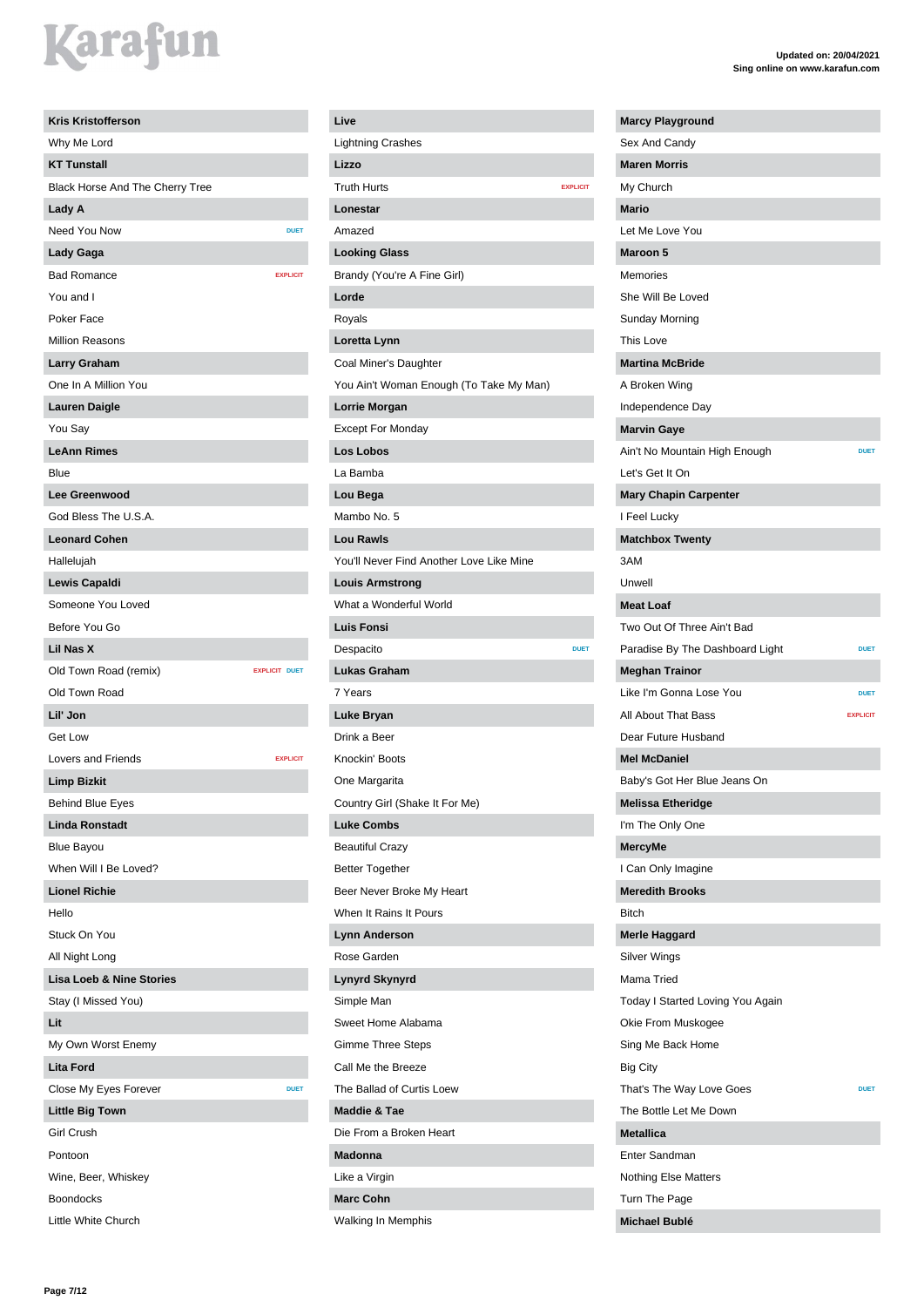# Karafun

**Updated on: 20/04/2021**
**Sing online on www.karafun.com**

**Kris Kristofferson**
- Why Me Lord

**KT Tunstall**
- Black Horse And The Cherry Tree

**Lady A**
- Need You Now — DUET

**Lady Gaga**
- Bad Romance — EXPLICIT
- You and I
- Poker Face
- Million Reasons

**Larry Graham**
- One In A Million You

**Lauren Daigle**
- You Say

**LeAnn Rimes**
- Blue

**Lee Greenwood**
- God Bless The U.S.A.

**Leonard Cohen**
- Hallelujah

**Lewis Capaldi**
- Someone You Loved
- Before You Go

**Lil Nas X**
- Old Town Road (remix) — EXPLICIT DUET
- Old Town Road

**Lil' Jon**
- Get Low
- Lovers and Friends — EXPLICIT

**Limp Bizkit**
- Behind Blue Eyes

**Linda Ronstadt**
- Blue Bayou
- When Will I Be Loved?

**Lionel Richie**
- Hello
- Stuck On You
- All Night Long

**Lisa Loeb & Nine Stories**
- Stay (I Missed You)

**Lit**
- My Own Worst Enemy

**Lita Ford**
- Close My Eyes Forever — DUET

**Little Big Town**
- Girl Crush
- Pontoon
- Wine, Beer, Whiskey
- Boondocks
- Little White Church

**Live**
- Lightning Crashes

**Lizzo**
- Truth Hurts — EXPLICIT

**Lonestar**
- Amazed

**Looking Glass**
- Brandy (You're A Fine Girl)

**Lorde**
- Royals

**Loretta Lynn**
- Coal Miner's Daughter
- You Ain't Woman Enough (To Take My Man)

**Lorrie Morgan**
- Except For Monday

**Los Lobos**
- La Bamba

**Lou Bega**
- Mambo No. 5

**Lou Rawls**
- You'll Never Find Another Love Like Mine

**Louis Armstrong**
- What a Wonderful World

**Luis Fonsi**
- Despacito — DUET

**Lukas Graham**
- 7 Years

**Luke Bryan**
- Drink a Beer
- Knockin' Boots
- One Margarita
- Country Girl (Shake It For Me)

**Luke Combs**
- Beautiful Crazy
- Better Together
- Beer Never Broke My Heart
- When It Rains It Pours

**Lynn Anderson**
- Rose Garden

**Lynyrd Skynyrd**
- Simple Man
- Sweet Home Alabama
- Gimme Three Steps
- Call Me the Breeze
- The Ballad of Curtis Loew

**Maddie & Tae**
- Die From a Broken Heart

**Madonna**
- Like a Virgin

**Marc Cohn**
- Walking In Memphis

**Marcy Playground**
- Sex And Candy

**Maren Morris**
- My Church

**Mario**
- Let Me Love You

**Maroon 5**
- Memories
- She Will Be Loved
- Sunday Morning
- This Love

**Martina McBride**
- A Broken Wing
- Independence Day

**Marvin Gaye**
- Ain't No Mountain High Enough — DUET
- Let's Get It On

**Mary Chapin Carpenter**
- I Feel Lucky

**Matchbox Twenty**
- 3AM
- Unwell

**Meat Loaf**
- Two Out Of Three Ain't Bad
- Paradise By The Dashboard Light — DUET

**Meghan Trainor**
- Like I'm Gonna Lose You — DUET
- All About That Bass — EXPLICIT
- Dear Future Husband

**Mel McDaniel**
- Baby's Got Her Blue Jeans On

**Melissa Etheridge**
- I'm The Only One

**MercyMe**
- I Can Only Imagine

**Meredith Brooks**
- Bitch

**Merle Haggard**
- Silver Wings
- Mama Tried
- Today I Started Loving You Again
- Okie From Muskogee
- Sing Me Back Home
- Big City
- That's The Way Love Goes — DUET
- The Bottle Let Me Down

**Metallica**
- Enter Sandman
- Nothing Else Matters
- Turn The Page

**Michael Bublé**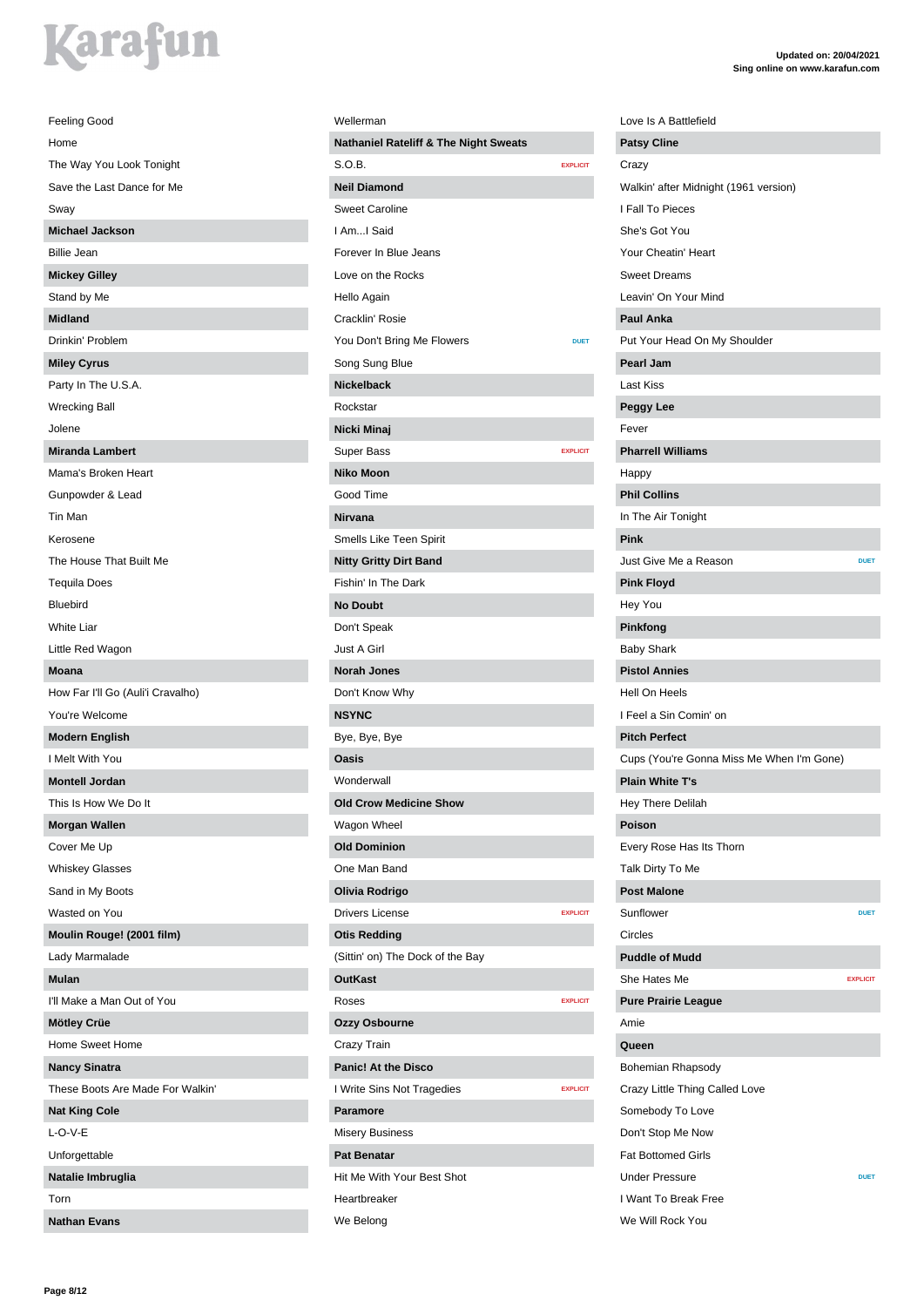Feeling Good
Home
The Way You Look Tonight
Save the Last Dance for Me
Sway

**Michael Jackson**

Billie Jean

**Mickey Gilley**

Stand by Me

**Midland**

Drinkin' Problem

**Miley Cyrus**

Party In The U.S.A.
Wrecking Ball
Jolene

**Miranda Lambert**

Mama's Broken Heart
Gunpowder & Lead
Tin Man
Kerosene
The House That Built Me
Tequila Does
Bluebird
White Liar
Little Red Wagon

**Moana**

How Far I'll Go (Auli'i Cravalho)
You're Welcome

**Modern English**

I Melt With You

**Montell Jordan**

This Is How We Do It

**Morgan Wallen**

Cover Me Up
Whiskey Glasses
Sand in My Boots
Wasted on You

**Moulin Rouge! (2001 film)**

Lady Marmalade

**Mulan**

I'll Make a Man Out of You

**Mötley Crüe**

Home Sweet Home

**Nancy Sinatra**

These Boots Are Made For Walkin'

**Nat King Cole**

L-O-V-E
Unforgettable

**Natalie Imbruglia**

Torn

**Nathan Evans**

Wellerman

**Nathaniel Rateliff & The Night Sweats**

S.O.B. — EXPLICIT

**Neil Diamond**

Sweet Caroline
I Am...I Said
Forever In Blue Jeans
Love on the Rocks
Hello Again
Cracklin' Rosie
You Don't Bring Me Flowers — DUET
Song Sung Blue

**Nickelback**

Rockstar

**Nicki Minaj**

Super Bass — EXPLICIT

**Niko Moon**

Good Time

**Nirvana**

Smells Like Teen Spirit

**Nitty Gritty Dirt Band**

Fishin' In The Dark

**No Doubt**

Don't Speak
Just A Girl

**Norah Jones**

Don't Know Why

**NSYNC**

Bye, Bye, Bye

**Oasis**

Wonderwall

**Old Crow Medicine Show**

Wagon Wheel

**Old Dominion**

One Man Band

**Olivia Rodrigo**

Drivers License — EXPLICIT

**Otis Redding**

(Sittin' on) The Dock of the Bay

**OutKast**

Roses — EXPLICIT

**Ozzy Osbourne**

Crazy Train

**Panic! At the Disco**

I Write Sins Not Tragedies — EXPLICIT

**Paramore**

Misery Business

**Pat Benatar**

Hit Me With Your Best Shot
Heartbreaker
We Belong
Love Is A Battlefield

**Patsy Cline**

Crazy
Walkin' after Midnight (1961 version)
I Fall To Pieces
She's Got You
Your Cheatin' Heart
Sweet Dreams
Leavin' On Your Mind

**Paul Anka**

Put Your Head On My Shoulder

**Pearl Jam**

Last Kiss

**Peggy Lee**

Fever

**Pharrell Williams**

Happy

**Phil Collins**

In The Air Tonight

**Pink**

Just Give Me a Reason — DUET

**Pink Floyd**

Hey You

**Pinkfong**

Baby Shark

**Pistol Annies**

Hell On Heels
I Feel a Sin Comin' on

**Pitch Perfect**

Cups (You're Gonna Miss Me When I'm Gone)

**Plain White T's**

Hey There Delilah

**Poison**

Every Rose Has Its Thorn
Talk Dirty To Me

**Post Malone**

Sunflower — DUET
Circles

**Puddle of Mudd**

She Hates Me — EXPLICIT

**Pure Prairie League**

Amie

**Queen**

Bohemian Rhapsody
Crazy Little Thing Called Love
Somebody To Love
Don't Stop Me Now
Fat Bottomed Girls
Under Pressure — DUET
I Want To Break Free
We Will Rock You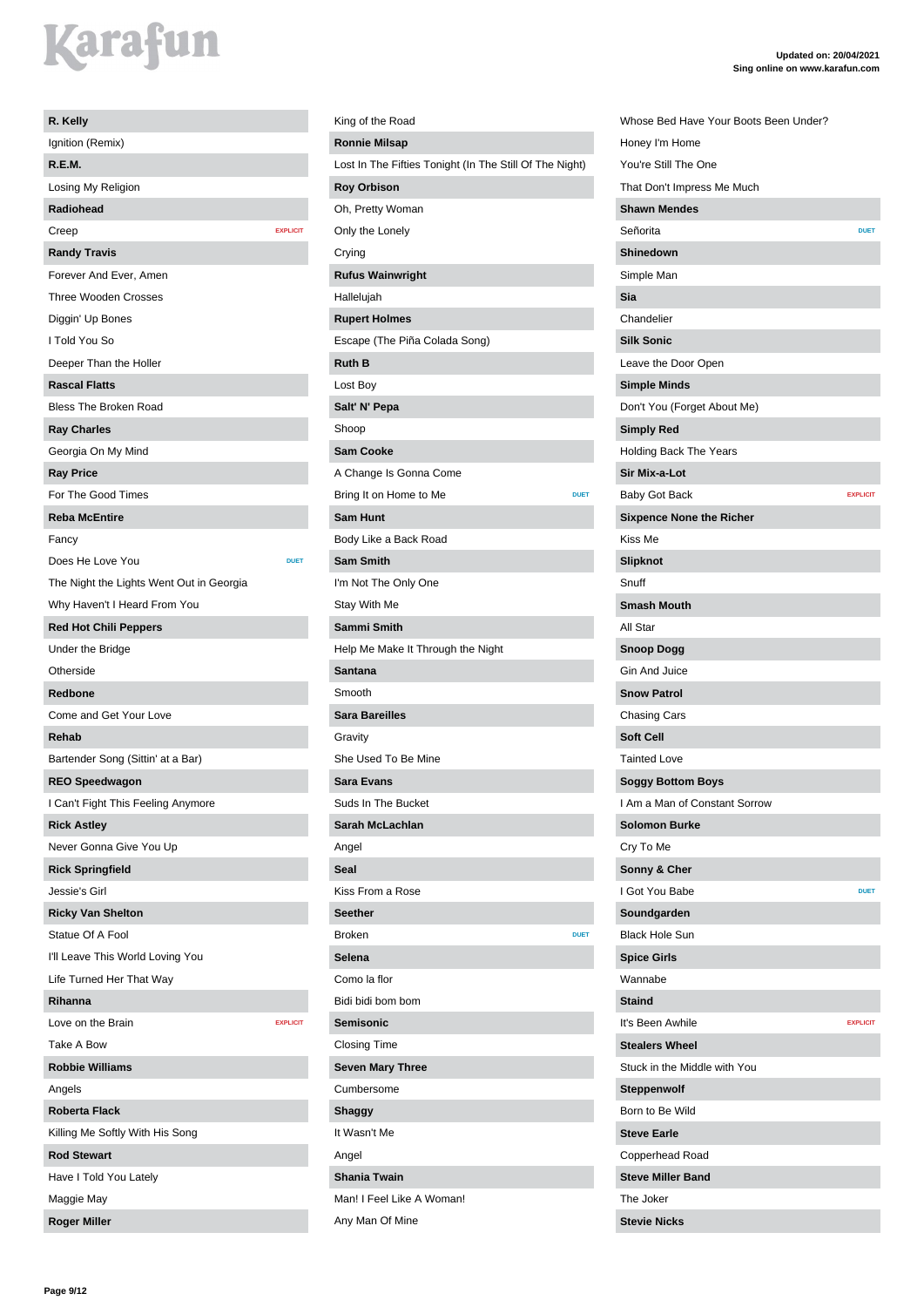**R. Kelly**

Ignition (Remix)

**R.E.M.**

Losing My Religion

**Radiohead**

Creep EXPLICIT

**Randy Travis**

Forever And Ever, Amen

Three Wooden Crosses

Diggin' Up Bones

I Told You So

Deeper Than the Holler

**Rascal Flatts**

Bless The Broken Road

**Ray Charles**

Georgia On My Mind

**Ray Price**

For The Good Times

**Reba McEntire**

Fancy

Does He Love You DUET

The Night the Lights Went Out in Georgia

Why Haven't I Heard From You

**Red Hot Chili Peppers**

Under the Bridge

Otherside

**Redbone**

Come and Get Your Love

**Rehab**

Bartender Song (Sittin' at a Bar)

**REO Speedwagon**

I Can't Fight This Feeling Anymore

**Rick Astley**

Never Gonna Give You Up

**Rick Springfield**

Jessie's Girl

**Ricky Van Shelton**

Statue Of A Fool

I'll Leave This World Loving You

Life Turned Her That Way

**Rihanna**

Love on the Brain EXPLICIT

Take A Bow

**Robbie Williams**

Angels

**Roberta Flack**

Killing Me Softly With His Song

**Rod Stewart**

Have I Told You Lately

Maggie May

**Roger Miller**

King of the Road

**Ronnie Milsap**

Lost In The Fifties Tonight (In The Still Of The Night)

**Roy Orbison**

Oh, Pretty Woman

Only the Lonely

Crying

**Rufus Wainwright**

Hallelujah

**Rupert Holmes**

Escape (The Piña Colada Song)

**Ruth B**

Lost Boy

**Salt' N' Pepa**

Shoop

**Sam Cooke**

A Change Is Gonna Come

Bring It on Home to Me DUET

**Sam Hunt**

Body Like a Back Road

**Sam Smith**

I'm Not The Only One

Stay With Me

**Sammi Smith**

Help Me Make It Through the Night

**Santana**

Smooth

**Sara Bareilles**

Gravity

She Used To Be Mine

**Sara Evans**

Suds In The Bucket

**Sarah McLachlan**

Angel

**Seal**

Kiss From a Rose

**Seether**

Broken DUET

**Selena**

Como la flor

Bidi bidi bom bom

**Semisonic**

Closing Time

**Seven Mary Three**

Cumbersome

**Shaggy**

It Wasn't Me

Angel

**Shania Twain**

Man! I Feel Like A Woman!

Any Man Of Mine

Whose Bed Have Your Boots Been Under?

Honey I'm Home

You're Still The One

That Don't Impress Me Much

**Shawn Mendes**

Señorita DUET

**Shinedown**

Simple Man

**Sia**

Chandelier

**Silk Sonic**

Leave the Door Open

**Simple Minds**

Don't You (Forget About Me)

**Simply Red**

Holding Back The Years

**Sir Mix-a-Lot**

Baby Got Back EXPLICIT

**Sixpence None the Richer**

Kiss Me

**Slipknot**

Snuff

**Smash Mouth**

All Star

**Snoop Dogg**

Gin And Juice

**Snow Patrol**

Chasing Cars

**Soft Cell**

Tainted Love

**Soggy Bottom Boys**

I Am a Man of Constant Sorrow

**Solomon Burke**

Cry To Me

**Sonny & Cher**

I Got You Babe DUET

**Soundgarden**

Black Hole Sun

**Spice Girls**

Wannabe

**Staind**

It's Been Awhile EXPLICIT

**Stealers Wheel**

Stuck in the Middle with You

**Steppenwolf**

Born to Be Wild

**Steve Earle**

Copperhead Road

**Steve Miller Band**

The Joker

**Stevie Nicks**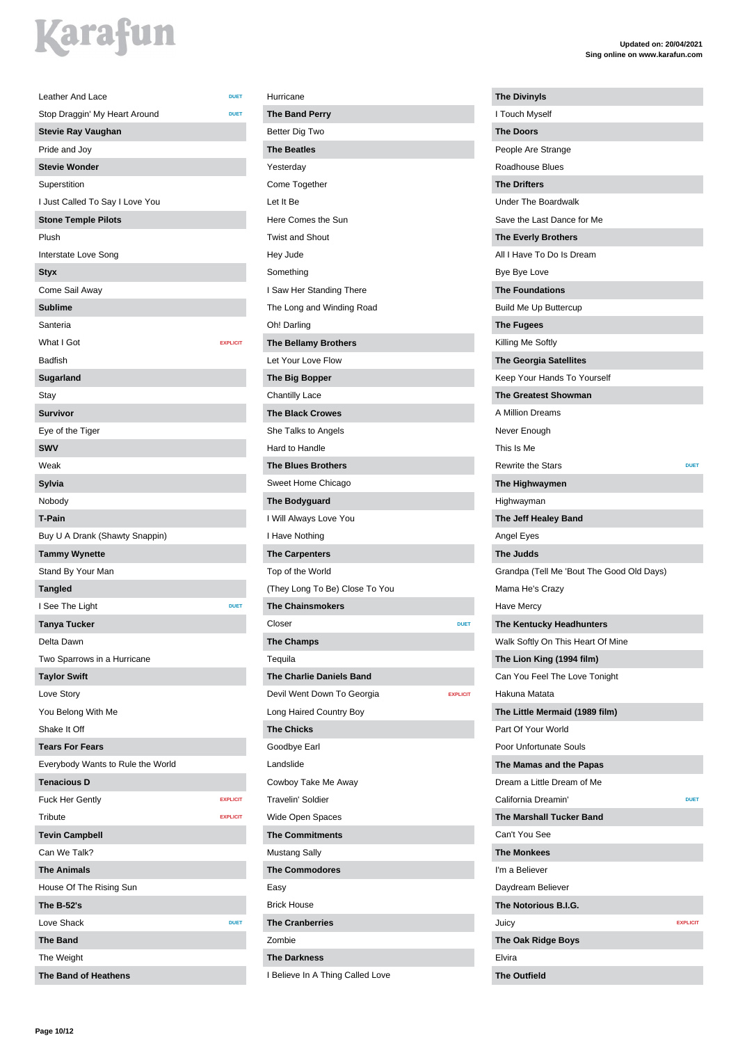Leather And Lace DUET
Stop Draggin' My Heart Around DUET

**Stevie Ray Vaughan**
Pride and Joy

**Stevie Wonder**
Superstition
I Just Called To Say I Love You

**Stone Temple Pilots**
Plush
Interstate Love Song

**Styx**
Come Sail Away

**Sublime**
Santeria
What I Got EXPLICIT
Badfish

**Sugarland**
Stay

**Survivor**
Eye of the Tiger

**SWV**
Weak

**Sylvia**
Nobody

**T-Pain**
Buy U A Drank (Shawty Snappin)

**Tammy Wynette**
Stand By Your Man

**Tangled**
I See The Light DUET

**Tanya Tucker**
Delta Dawn
Two Sparrows in a Hurricane

**Taylor Swift**
Love Story
You Belong With Me
Shake It Off

**Tears For Fears**
Everybody Wants to Rule the World

**Tenacious D**
Fuck Her Gently EXPLICIT
Tribute EXPLICIT

**Tevin Campbell**
Can We Talk?

**The Animals**
House Of The Rising Sun

**The B-52's**
Love Shack DUET

**The Band**
The Weight

**The Band of Heathens**
Hurricane

**The Band Perry**
Better Dig Two

**The Beatles**
Yesterday
Come Together
Let It Be
Here Comes the Sun
Twist and Shout
Hey Jude
Something
I Saw Her Standing There
The Long and Winding Road
Oh! Darling

**The Bellamy Brothers**
Let Your Love Flow

**The Big Bopper**
Chantilly Lace

**The Black Crowes**
She Talks to Angels
Hard to Handle

**The Blues Brothers**
Sweet Home Chicago

**The Bodyguard**
I Will Always Love You
I Have Nothing

**The Carpenters**
Top of the World
(They Long To Be) Close To You

**The Chainsmokers**
Closer DUET

**The Champs**
Tequila

**The Charlie Daniels Band**
Devil Went Down To Georgia EXPLICIT
Long Haired Country Boy

**The Chicks**
Goodbye Earl
Landslide
Cowboy Take Me Away
Travelin' Soldier
Wide Open Spaces

**The Commitments**
Mustang Sally

**The Commodores**
Easy
Brick House

**The Cranberries**
Zombie

**The Darkness**
I Believe In A Thing Called Love

**The Divinyls**
I Touch Myself

**The Doors**
People Are Strange
Roadhouse Blues

**The Drifters**
Under The Boardwalk
Save the Last Dance for Me

**The Everly Brothers**
All I Have To Do Is Dream
Bye Bye Love

**The Foundations**
Build Me Up Buttercup

**The Fugees**
Killing Me Softly

**The Georgia Satellites**
Keep Your Hands To Yourself

**The Greatest Showman**
A Million Dreams
Never Enough
This Is Me
Rewrite the Stars DUET

**The Highwaymen**
Highwayman

**The Jeff Healey Band**
Angel Eyes

**The Judds**
Grandpa (Tell Me 'Bout The Good Old Days)
Mama He's Crazy
Have Mercy

**The Kentucky Headhunters**
Walk Softly On This Heart Of Mine

**The Lion King (1994 film)**
Can You Feel The Love Tonight
Hakuna Matata

**The Little Mermaid (1989 film)**
Part Of Your World
Poor Unfortunate Souls

**The Mamas and the Papas**
Dream a Little Dream of Me
California Dreamin' DUET

**The Marshall Tucker Band**
Can't You See

**The Monkees**
I'm a Believer
Daydream Believer

**The Notorious B.I.G.**
Juicy EXPLICIT

**The Oak Ridge Boys**
Elvira

**The Outfield**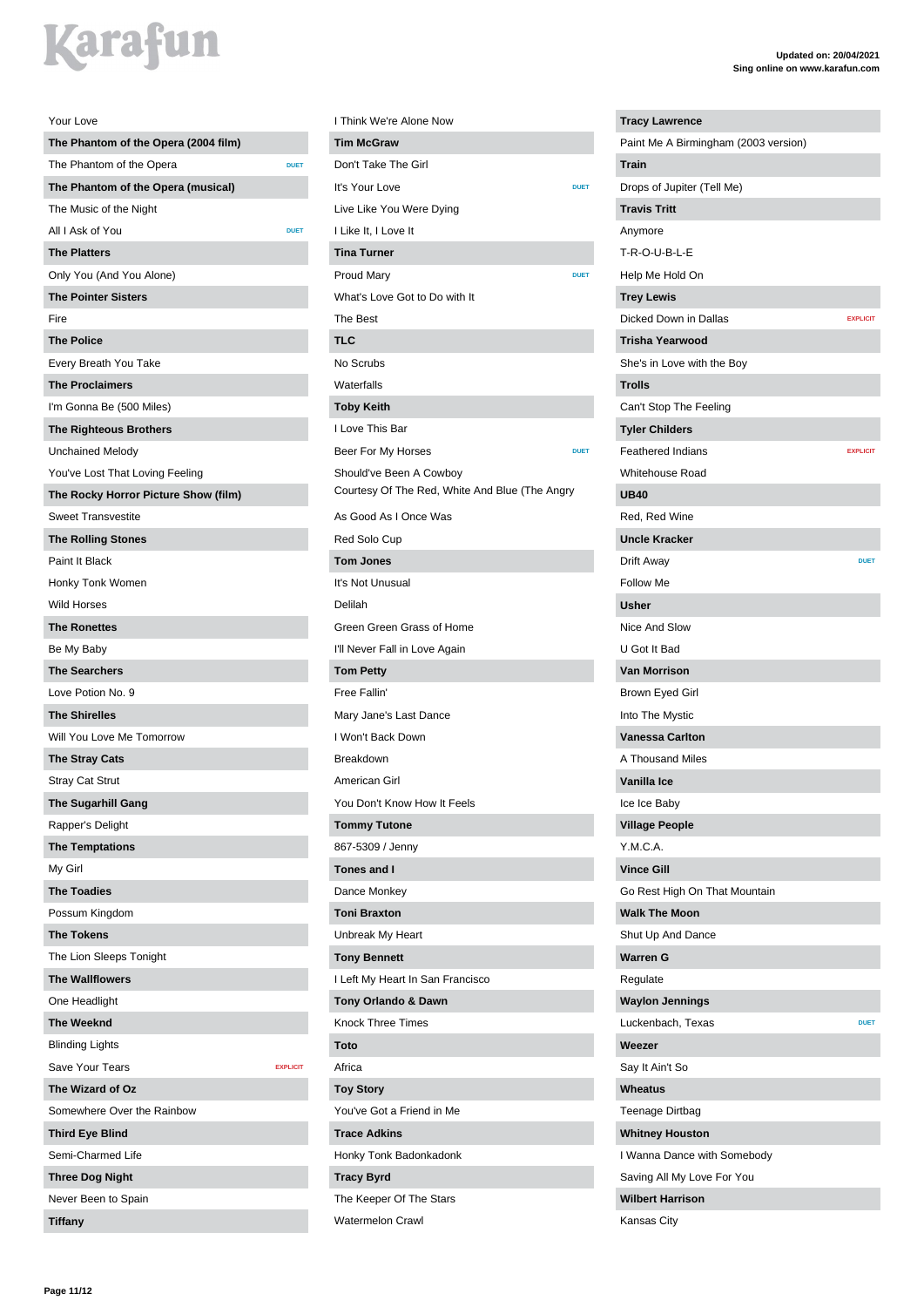Updated on: 20/04/2021
Sing online on www.karafun.com

Your Love

**The Phantom of the Opera (2004 film)**

The Phantom of the Opera DUET

**The Phantom of the Opera (musical)**

The Music of the Night

All I Ask of You DUET

**The Platters**

Only You (And You Alone)

**The Pointer Sisters**

Fire

**The Police**

Every Breath You Take

**The Proclaimers**

I'm Gonna Be (500 Miles)

**The Righteous Brothers**

Unchained Melody

You've Lost That Loving Feeling

**The Rocky Horror Picture Show (film)**

Sweet Transvestite

**The Rolling Stones**

Paint It Black

Honky Tonk Women

Wild Horses

**The Ronettes**

Be My Baby

**The Searchers**

Love Potion No. 9

**The Shirelles**

Will You Love Me Tomorrow

**The Stray Cats**

Stray Cat Strut

**The Sugarhill Gang**

Rapper's Delight

**The Temptations**

My Girl

**The Toadies**

Possum Kingdom

**The Tokens**

The Lion Sleeps Tonight

**The Wallflowers**

One Headlight

**The Weeknd**

Blinding Lights

Save Your Tears EXPLICIT

**The Wizard of Oz**

Somewhere Over the Rainbow

**Third Eye Blind**

Semi-Charmed Life

**Three Dog Night**

Never Been to Spain

**Tiffany**

I Think We're Alone Now

**Tim McGraw**

Don't Take The Girl

It's Your Love DUET

Live Like You Were Dying

I Like It, I Love It

**Tina Turner**

Proud Mary DUET

What's Love Got to Do with It

The Best

**TLC**

No Scrubs

Waterfalls

**Toby Keith**

I Love This Bar

Beer For My Horses DUET

Should've Been A Cowboy

Courtesy Of The Red, White And Blue (The Angry

As Good As I Once Was

Red Solo Cup

**Tom Jones**

It's Not Unusual

Delilah

Green Green Grass of Home

I'll Never Fall in Love Again

**Tom Petty**

Free Fallin'

Mary Jane's Last Dance

I Won't Back Down

Breakdown

American Girl

You Don't Know How It Feels

**Tommy Tutone**

867-5309 / Jenny

**Tones and I**

Dance Monkey

**Toni Braxton**

Unbreak My Heart

**Tony Bennett**

I Left My Heart In San Francisco

**Tony Orlando & Dawn**

Knock Three Times

**Toto**

Africa

**Toy Story**

You've Got a Friend in Me

**Trace Adkins**

Honky Tonk Badonkadonk

**Tracy Byrd**

The Keeper Of The Stars

Watermelon Crawl

**Tracy Lawrence**

Paint Me A Birmingham (2003 version)

**Train**

Drops of Jupiter (Tell Me)

**Travis Tritt**

Anymore

T-R-O-U-B-L-E

Help Me Hold On

**Trey Lewis**

Dicked Down in Dallas EXPLICIT

**Trisha Yearwood**

She's in Love with the Boy

**Trolls**

Can't Stop The Feeling

**Tyler Childers**

Feathered Indians EXPLICIT

Whitehouse Road

**UB40**

Red, Red Wine

**Uncle Kracker**

Drift Away DUET

Follow Me

**Usher**

Nice And Slow

U Got It Bad

**Van Morrison**

Brown Eyed Girl

Into The Mystic

**Vanessa Carlton**

A Thousand Miles

**Vanilla Ice**

Ice Ice Baby

**Village People**

Y.M.C.A.

**Vince Gill**

Go Rest High On That Mountain

**Walk The Moon**

Shut Up And Dance

**Warren G**

Regulate

**Waylon Jennings**

Luckenbach, Texas DUET

**Weezer**

Say It Ain't So

**Wheatus**

Teenage Dirtbag

**Whitney Houston**

I Wanna Dance with Somebody

Saving All My Love For You

**Wilbert Harrison**

Kansas City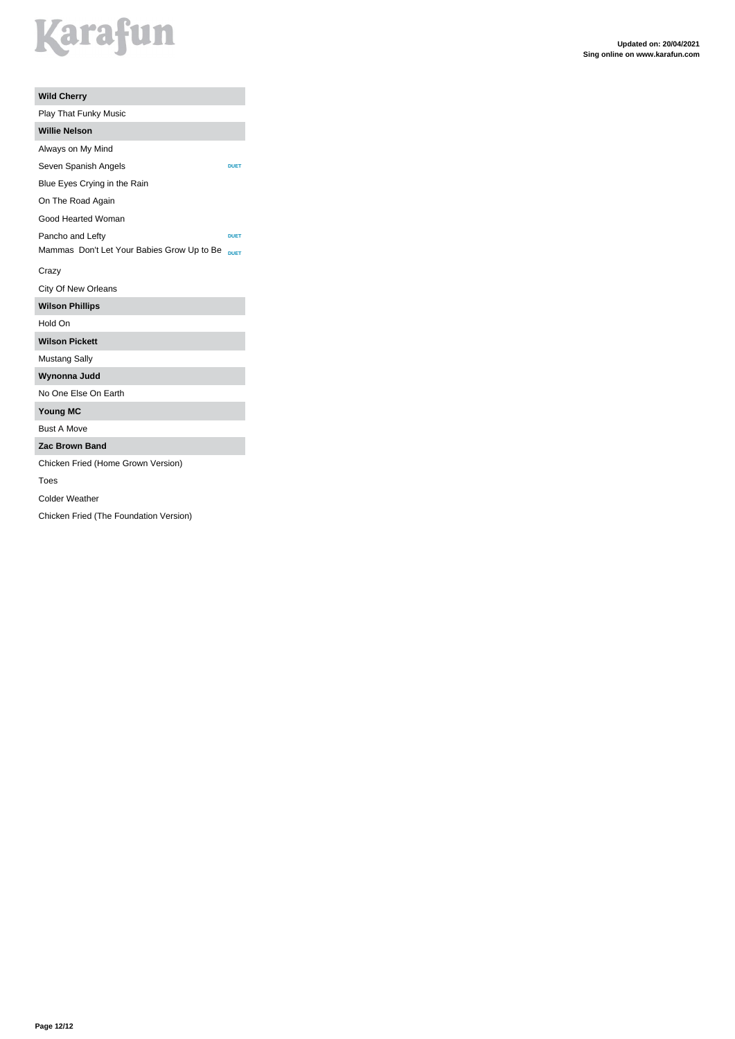| | |
|---|---|
| **Wild Cherry** | |
| Play That Funky Music | |
| **Willie Nelson** | |
| Always on My Mind | |
| Seven Spanish Angels | DUET |
| Blue Eyes Crying in the Rain | |
| On The Road Again | |
| Good Hearted Woman | |
| Pancho and Lefty | DUET |
| Mammas Don't Let Your Babies Grow Up to Be | DUET |
| Crazy | |
| City Of New Orleans | |
| **Wilson Phillips** | |
| Hold On | |
| **Wilson Pickett** | |
| Mustang Sally | |
| **Wynonna Judd** | |
| No One Else On Earth | |
| **Young MC** | |
| Bust A Move | |
| **Zac Brown Band** | |
| Chicken Fried (Home Grown Version) | |
| Toes | |
| Colder Weather | |
| Chicken Fried (The Foundation Version) | |